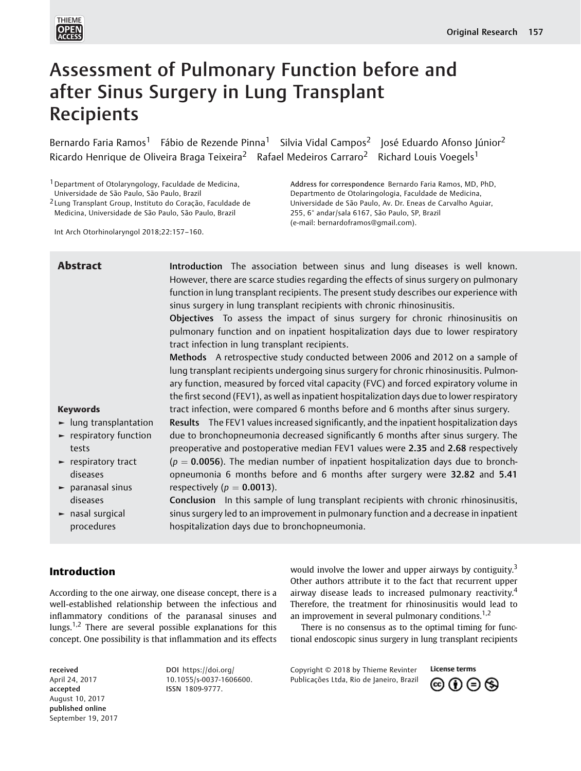# Assessment of Pulmonary Function before and after Sinus Surgery in Lung Transplant Recipients

Bernardo Faria Ramos[1] Fábio de Rezende Pinna[1] Silvia Vidal Campos[2] José Eduardo Afonso Júnior[2] Ricardo Henrique de Oliveira Braga Teixeira[2] Rafael Medeiros Carraro[2] Richard Louis Voegels[1]

[1] Department of Otolaryngology, Faculdade de Medicina, Universidade de São Paulo, São Paulo, Brazil
[2] Lung Transplant Group, Instituto do Coração, Faculdade de Medicina, Universidade de São Paulo, São Paulo, Brazil

Int Arch Otorhinolaryngol 2018;22:157–160.

**Address for correspondence** Bernardo Faria Ramos, MD, PhD, Departmento de Otolaringologia, Faculdade de Medicina, Universidade de São Paulo, Av. Dr. Eneas de Carvalho Aguiar, 255, 6° andar/sala 6167, São Paulo, SP, Brazil (e-mail: bernardoframos@gmail.com).

## Abstract

**Introduction** The association between sinus and lung diseases is well known. However, there are scarce studies regarding the effects of sinus surgery on pulmonary function in lung transplant recipients. The present study describes our experience with sinus surgery in lung transplant recipients with chronic rhinosinusitis.

**Objectives** To assess the impact of sinus surgery for chronic rhinosinusitis on pulmonary function and on inpatient hospitalization days due to lower respiratory tract infection in lung transplant recipients.

**Methods** A retrospective study conducted between 2006 and 2012 on a sample of lung transplant recipients undergoing sinus surgery for chronic rhinosinusitis. Pulmonary function, measured by forced vital capacity (FVC) and forced expiratory volume in the first second (FEV1), as well as inpatient hospitalization days due to lower respiratory tract infection, were compared 6 months before and 6 months after sinus surgery.

**Results** The FEV1 values increased significantly, and the inpatient hospitalization days due to bronchopneumonia decreased significantly 6 months after sinus surgery. The preoperative and postoperative median FEV1 values were **2.35** and **2.68** respectively ($p = \mathbf{0.0056}$). The median number of inpatient hospitalization days due to bronchopneumonia 6 months before and 6 months after surgery were **32.82** and **5.41** respectively ($p = \mathbf{0.0013}$).

**Conclusion** In this sample of lung transplant recipients with chronic rhinosinusitis, sinus surgery led to an improvement in pulmonary function and a decrease in inpatient hospitalization days due to bronchopneumonia.

**Keywords**

- lung transplantation
- respiratory function tests
- respiratory tract diseases
- paranasal sinus diseases
- nasal surgical procedures

## Introduction

According to the one airway, one disease concept, there is a well-established relationship between the infectious and inflammatory conditions of the paranasal sinuses and lungs.[1,2] There are several possible explanations for this concept. One possibility is that inflammation and its effects would involve the lower and upper airways by contiguity.[3] Other authors attribute it to the fact that recurrent upper airway disease leads to increased pulmonary reactivity.[4] Therefore, the treatment for rhinosinusitis would lead to an improvement in several pulmonary conditions.[1,2]

There is no consensus as to the optimal timing for functional endoscopic sinus surgery in lung transplant recipients

received April 24, 2017
accepted August 10, 2017
published online September 19, 2017

DOI https://doi.org/10.1055/s-0037-1606600.
ISSN 1809-9777.

Copyright © 2018 by Thieme Revinter Publicações Ltda, Rio de Janeiro, Brazil

License terms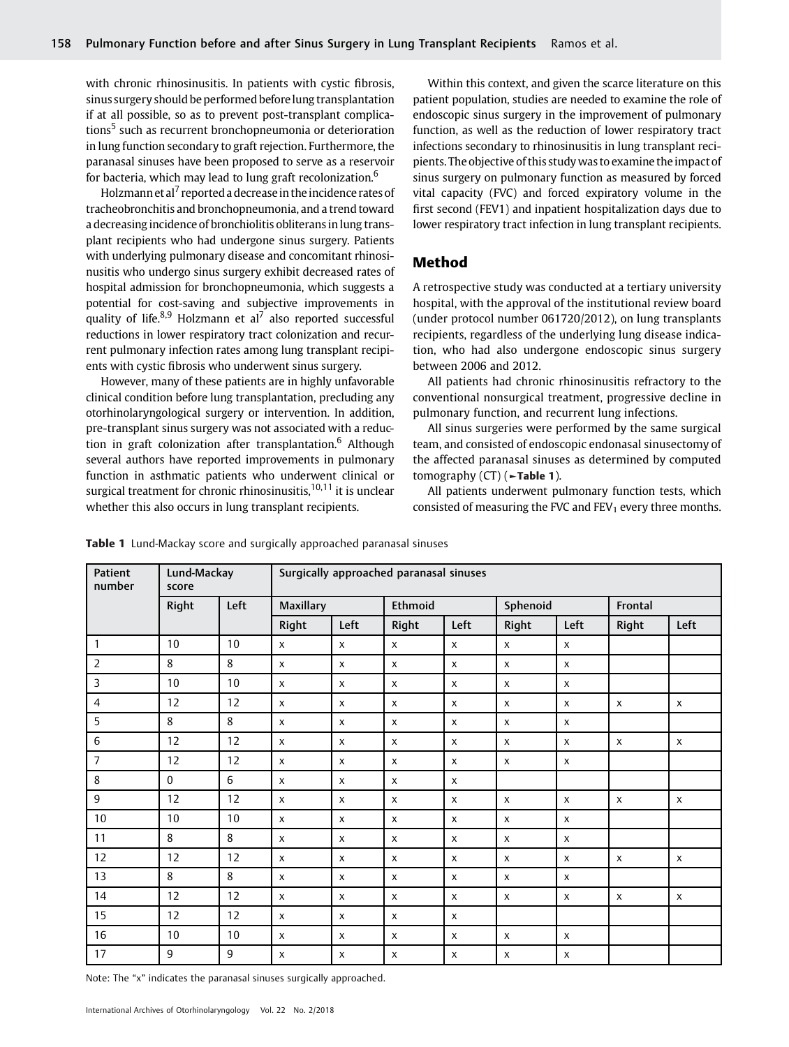with chronic rhinosinusitis. In patients with cystic fibrosis, sinus surgery should be performed before lung transplantation if at all possible, so as to prevent post-transplant complications[5] such as recurrent bronchopneumonia or deterioration in lung function secondary to graft rejection. Furthermore, the paranasal sinuses have been proposed to serve as a reservoir for bacteria, which may lead to lung graft recolonization.[6]

Holzmann et al[7] reported a decrease in the incidence rates of tracheobronchitis and bronchopneumonia, and a trend toward a decreasing incidence of bronchiolitis obliterans in lung transplant recipients who had undergone sinus surgery. Patients with underlying pulmonary disease and concomitant rhinosinusitis who undergo sinus surgery exhibit decreased rates of hospital admission for bronchopneumonia, which suggests a potential for cost-saving and subjective improvements in quality of life.[8,9] Holzmann et al[7] also reported successful reductions in lower respiratory tract colonization and recurrent pulmonary infection rates among lung transplant recipients with cystic fibrosis who underwent sinus surgery.

However, many of these patients are in highly unfavorable clinical condition before lung transplantation, precluding any otorhinolaryngological surgery or intervention. In addition, pre-transplant sinus surgery was not associated with a reduction in graft colonization after transplantation.[6] Although several authors have reported improvements in pulmonary function in asthmatic patients who underwent clinical or surgical treatment for chronic rhinosinusitis,[10,11] it is unclear whether this also occurs in lung transplant recipients.

Within this context, and given the scarce literature on this patient population, studies are needed to examine the role of endoscopic sinus surgery in the improvement of pulmonary function, as well as the reduction of lower respiratory tract infections secondary to rhinosinusitis in lung transplant recipients. The objective of this study was to examine the impact of sinus surgery on pulmonary function as measured by forced vital capacity (FVC) and forced expiratory volume in the first second (FEV1) and inpatient hospitalization days due to lower respiratory tract infection in lung transplant recipients.

## Method

A retrospective study was conducted at a tertiary university hospital, with the approval of the institutional review board (under protocol number 061720/2012), on lung transplants recipients, regardless of the underlying lung disease indication, who had also undergone endoscopic sinus surgery between 2006 and 2012.

All patients had chronic rhinosinusitis refractory to the conventional nonsurgical treatment, progressive decline in pulmonary function, and recurrent lung infections.

All sinus surgeries were performed by the same surgical team, and consisted of endoscopic endonasal sinusectomy of the affected paranasal sinuses as determined by computed tomography (CT) (►Table 1).

All patients underwent pulmonary function tests, which consisted of measuring the FVC and $FEV_1$ every three months.

**Table 1** Lund-Mackay score and surgically approached paranasal sinuses

| Patient number | Lund-Mackay score | | Surgically approached paranasal sinuses | | | | | | | |
|---|---|---|---|---|---|---|---|---|---|---|
| | Right | Left | Maxillary | | Ethmoid | | Sphenoid | | Frontal | |
| | | | Right | Left | Right | Left | Right | Left | Right | Left |
| 1 | 10 | 10 | x | x | x | x | x | x | | |
| 2 | 8 | 8 | x | x | x | x | x | x | | |
| 3 | 10 | 10 | x | x | x | x | x | x | | |
| 4 | 12 | 12 | x | x | x | x | x | x | x | x |
| 5 | 8 | 8 | x | x | x | x | x | x | | |
| 6 | 12 | 12 | x | x | x | x | x | x | x | x |
| 7 | 12 | 12 | x | x | x | x | x | x | | |
| 8 | 0 | 6 | x | x | x | x | | | | |
| 9 | 12 | 12 | x | x | x | x | x | x | x | x |
| 10 | 10 | 10 | x | x | x | x | x | x | | |
| 11 | 8 | 8 | x | x | x | x | x | x | | |
| 12 | 12 | 12 | x | x | x | x | x | x | x | x |
| 13 | 8 | 8 | x | x | x | x | x | x | | |
| 14 | 12 | 12 | x | x | x | x | x | x | x | x |
| 15 | 12 | 12 | x | x | x | x | | | | |
| 16 | 10 | 10 | x | x | x | x | x | x | | |
| 17 | 9 | 9 | x | x | x | x | x | x | | |

Note: The "x" indicates the paranasal sinuses surgically approached.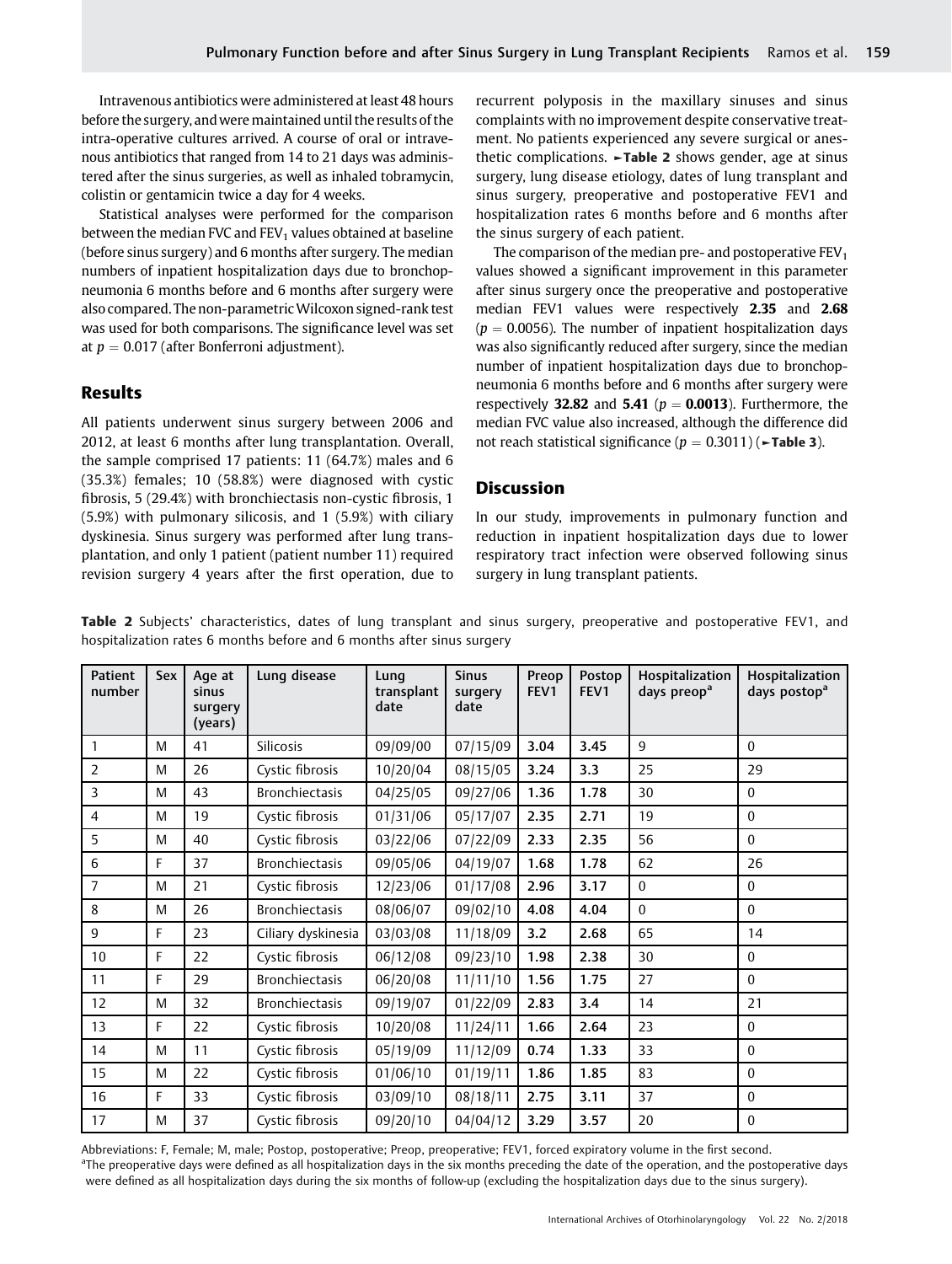Intravenous antibiotics were administered at least 48 hours before the surgery, and were maintained until the results of the intra-operative cultures arrived. A course of oral or intravenous antibiotics that ranged from 14 to 21 days was administered after the sinus surgeries, as well as inhaled tobramycin, colistin or gentamicin twice a day for 4 weeks.

Statistical analyses were performed for the comparison between the median FVC and $FEV_1$ values obtained at baseline (before sinus surgery) and 6 months after surgery. The median numbers of inpatient hospitalization days due to bronchopneumonia 6 months before and 6 months after surgery were also compared. The non-parametric Wilcoxon signed-rank test was used for both comparisons. The significance level was set at $p = 0.017$ (after Bonferroni adjustment).

## Results

All patients underwent sinus surgery between 2006 and 2012, at least 6 months after lung transplantation. Overall, the sample comprised 17 patients: 11 (64.7%) males and 6 (35.3%) females; 10 (58.8%) were diagnosed with cystic fibrosis, 5 (29.4%) with bronchiectasis non-cystic fibrosis, 1 (5.9%) with pulmonary silicosis, and 1 (5.9%) with ciliary dyskinesia. Sinus surgery was performed after lung transplantation, and only 1 patient (patient number 11) required revision surgery 4 years after the first operation, due to recurrent polyposis in the maxillary sinuses and sinus complaints with no improvement despite conservative treatment. No patients experienced any severe surgical or anesthetic complications. ►**Table 2** shows gender, age at sinus surgery, lung disease etiology, dates of lung transplant and sinus surgery, preoperative and postoperative FEV1 and hospitalization rates 6 months before and 6 months after the sinus surgery of each patient.

The comparison of the median pre- and postoperative $FEV_1$ values showed a significant improvement in this parameter after sinus surgery once the preoperative and postoperative median FEV1 values were respectively **2.35** and **2.68** ($p = 0.0056$). The number of inpatient hospitalization days was also significantly reduced after surgery, since the median number of inpatient hospitalization days due to bronchopneumonia 6 months before and 6 months after surgery were respectively **32.82** and **5.41** ($p = \mathbf{0.0013}$). Furthermore, the median FVC value also increased, although the difference did not reach statistical significance ($p = 0.3011$) (►**Table 3**).

## Discussion

In our study, improvements in pulmonary function and reduction in inpatient hospitalization days due to lower respiratory tract infection were observed following sinus surgery in lung transplant patients.

**Table 2** Subjects' characteristics, dates of lung transplant and sinus surgery, preoperative and postoperative FEV1, and hospitalization rates 6 months before and 6 months after sinus surgery

| Patient number | Sex | Age at sinus surgery (years) | Lung disease | Lung transplant date | Sinus surgery date | Preop FEV1 | Postop FEV1 | Hospitalization days preop[a] | Hospitalization days postop[a] |
|---|---|---|---|---|---|---|---|---|---|
| 1 | M | 41 | Silicosis | 09/09/00 | 07/15/09 | **3.04** | **3.45** | 9 | 0 |
| 2 | M | 26 | Cystic fibrosis | 10/20/04 | 08/15/05 | **3.24** | **3.3** | 25 | 29 |
| 3 | M | 43 | Bronchiectasis | 04/25/05 | 09/27/06 | **1.36** | **1.78** | 30 | 0 |
| 4 | M | 19 | Cystic fibrosis | 01/31/06 | 05/17/07 | **2.35** | **2.71** | 19 | 0 |
| 5 | M | 40 | Cystic fibrosis | 03/22/06 | 07/22/09 | **2.33** | **2.35** | 56 | 0 |
| 6 | F | 37 | Bronchiectasis | 09/05/06 | 04/19/07 | **1.68** | **1.78** | 62 | 26 |
| 7 | M | 21 | Cystic fibrosis | 12/23/06 | 01/17/08 | **2.96** | **3.17** | 0 | 0 |
| 8 | M | 26 | Bronchiectasis | 08/06/07 | 09/02/10 | **4.08** | **4.04** | 0 | 0 |
| 9 | F | 23 | Ciliary dyskinesia | 03/03/08 | 11/18/09 | **3.2** | **2.68** | 65 | 14 |
| 10 | F | 22 | Cystic fibrosis | 06/12/08 | 09/23/10 | **1.98** | **2.38** | 30 | 0 |
| 11 | F | 29 | Bronchiectasis | 06/20/08 | 11/11/10 | **1.56** | **1.75** | 27 | 0 |
| 12 | M | 32 | Bronchiectasis | 09/19/07 | 01/22/09 | **2.83** | **3.4** | 14 | 21 |
| 13 | F | 22 | Cystic fibrosis | 10/20/08 | 11/24/11 | **1.66** | **2.64** | 23 | 0 |
| 14 | M | 11 | Cystic fibrosis | 05/19/09 | 11/12/09 | **0.74** | **1.33** | 33 | 0 |
| 15 | M | 22 | Cystic fibrosis | 01/06/10 | 01/19/11 | **1.86** | **1.85** | 83 | 0 |
| 16 | F | 33 | Cystic fibrosis | 03/09/10 | 08/18/11 | **2.75** | **3.11** | 37 | 0 |
| 17 | M | 37 | Cystic fibrosis | 09/20/10 | 04/04/12 | **3.29** | **3.57** | 20 | 0 |

Abbreviations: F, Female; M, male; Postop, postoperative; Preop, preoperative; FEV1, forced expiratory volume in the first second.
[a]The preoperative days were defined as all hospitalization days in the six months preceding the date of the operation, and the postoperative days were defined as all hospitalization days during the six months of follow-up (excluding the hospitalization days due to the sinus surgery).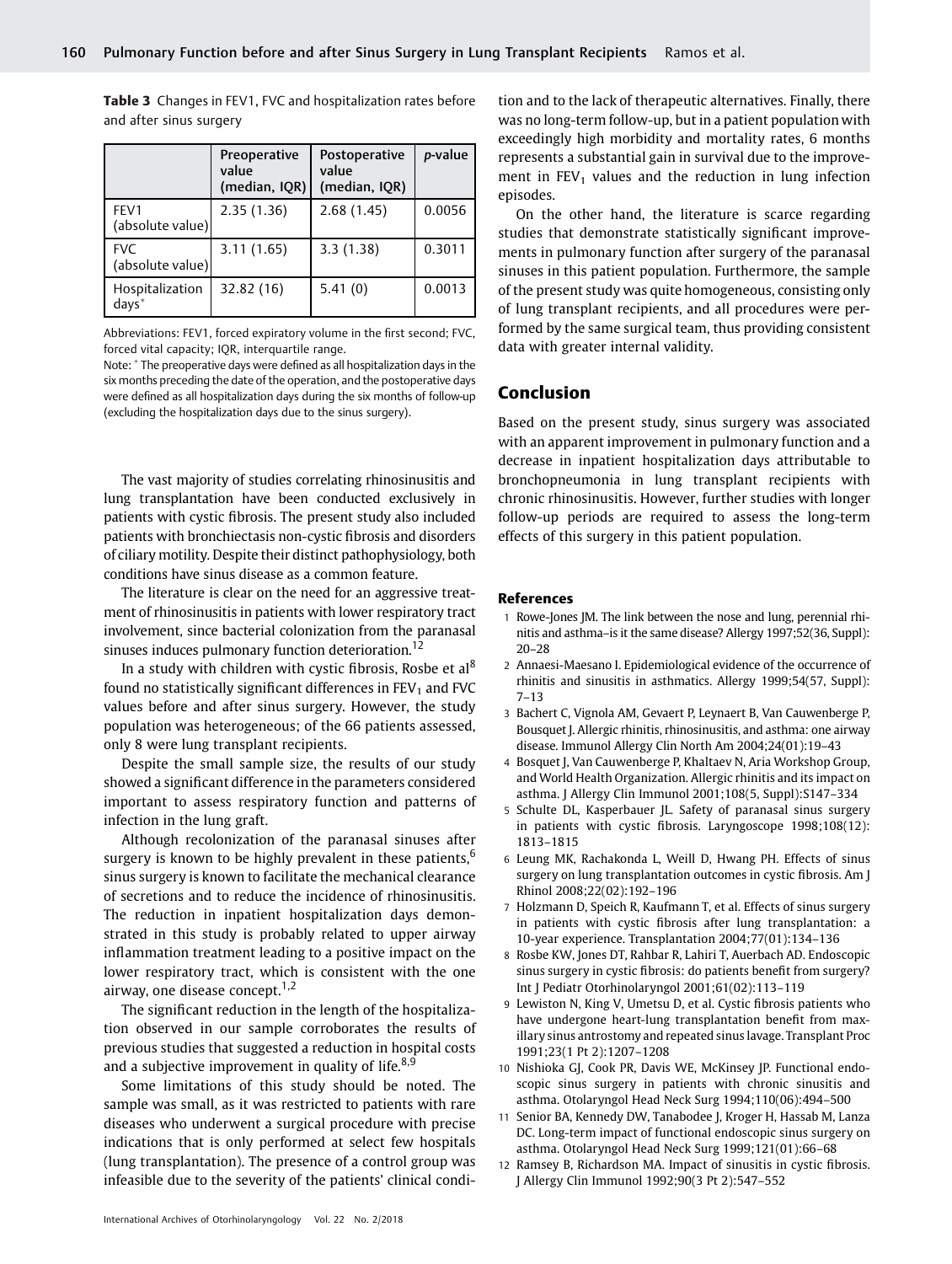**Table 3** Changes in FEV1, FVC and hospitalization rates before and after sinus surgery

| | Preoperative value (median, IQR) | Postoperative value (median, IQR) | *p*-value |
|---|---|---|---|
| FEV1 (absolute value) | 2.35 (1.36) | 2.68 (1.45) | 0.0056 |
| FVC (absolute value) | 3.11 (1.65) | 3.3 (1.38) | 0.3011 |
| Hospitalization days* | 32.82 (16) | 5.41 (0) | 0.0013 |

Abbreviations: FEV1, forced expiratory volume in the first second; FVC, forced vital capacity; IQR, interquartile range.

Note: * The preoperative days were defined as all hospitalization days in the six months preceding the date of the operation, and the postoperative days were defined as all hospitalization days during the six months of follow-up (excluding the hospitalization days due to the sinus surgery).

The vast majority of studies correlating rhinosinusitis and lung transplantation have been conducted exclusively in patients with cystic fibrosis. The present study also included patients with bronchiectasis non-cystic fibrosis and disorders of ciliary motility. Despite their distinct pathophysiology, both conditions have sinus disease as a common feature.

The literature is clear on the need for an aggressive treatment of rhinosinusitis in patients with lower respiratory tract involvement, since bacterial colonization from the paranasal sinuses induces pulmonary function deterioration.[12]

In a study with children with cystic fibrosis, Rosbe et al[8] found no statistically significant differences in $FEV_1$ and FVC values before and after sinus surgery. However, the study population was heterogeneous; of the 66 patients assessed, only 8 were lung transplant recipients.

Despite the small sample size, the results of our study showed a significant difference in the parameters considered important to assess respiratory function and patterns of infection in the lung graft.

Although recolonization of the paranasal sinuses after surgery is known to be highly prevalent in these patients,[6] sinus surgery is known to facilitate the mechanical clearance of secretions and to reduce the incidence of rhinosinusitis. The reduction in inpatient hospitalization days demonstrated in this study is probably related to upper airway inflammation treatment leading to a positive impact on the lower respiratory tract, which is consistent with the one airway, one disease concept.[1,2]

The significant reduction in the length of the hospitalization observed in our sample corroborates the results of previous studies that suggested a reduction in hospital costs and a subjective improvement in quality of life.[8,9]

Some limitations of this study should be noted. The sample was small, as it was restricted to patients with rare diseases who underwent a surgical procedure with precise indications that is only performed at select few hospitals (lung transplantation). The presence of a control group was infeasible due to the severity of the patients' clinical condition and to the lack of therapeutic alternatives. Finally, there was no long-term follow-up, but in a patient population with exceedingly high morbidity and mortality rates, 6 months represents a substantial gain in survival due to the improvement in $FEV_1$ values and the reduction in lung infection episodes.

On the other hand, the literature is scarce regarding studies that demonstrate statistically significant improvements in pulmonary function after surgery of the paranasal sinuses in this patient population. Furthermore, the sample of the present study was quite homogeneous, consisting only of lung transplant recipients, and all procedures were performed by the same surgical team, thus providing consistent data with greater internal validity.

## Conclusion

Based on the present study, sinus surgery was associated with an apparent improvement in pulmonary function and a decrease in inpatient hospitalization days attributable to bronchopneumonia in lung transplant recipients with chronic rhinosinusitis. However, further studies with longer follow-up periods are required to assess the long-term effects of this surgery in this patient population.

### References

1. Rowe-Jones JM. The link between the nose and lung, perennial rhinitis and asthma–is it the same disease? Allergy 1997;52(36, Suppl):20–28
2. Annaesi-Maesano I. Epidemiological evidence of the occurrence of rhinitis and sinusitis in asthmatics. Allergy 1999;54(57, Suppl):7–13
3. Bachert C, Vignola AM, Gevaert P, Leynaert B, Van Cauwenberge P, Bousquet J. Allergic rhinitis, rhinosinusitis, and asthma: one airway disease. Immunol Allergy Clin North Am 2004;24(01):19–43
4. Bosquet J, Van Cauwenberge P, Khaltaev N, Aria Workshop Group, and World Health Organization. Allergic rhinitis and its impact on asthma. J Allergy Clin Immunol 2001;108(5, Suppl):S147–334
5. Schulte DL, Kasperbauer JL. Safety of paranasal sinus surgery in patients with cystic fibrosis. Laryngoscope 1998;108(12):1813–1815
6. Leung MK, Rachakonda L, Weill D, Hwang PH. Effects of sinus surgery on lung transplantation outcomes in cystic fibrosis. Am J Rhinol 2008;22(02):192–196
7. Holzmann D, Speich R, Kaufmann T, et al. Effects of sinus surgery in patients with cystic fibrosis after lung transplantation: a 10-year experience. Transplantation 2004;77(01):134–136
8. Rosbe KW, Jones DT, Rahbar R, Lahiri T, Auerbach AD. Endoscopic sinus surgery in cystic fibrosis: do patients benefit from surgery? Int J Pediatr Otorhinolaryngol 2001;61(02):113–119
9. Lewiston N, King V, Umetsu D, et al. Cystic fibrosis patients who have undergone heart-lung transplantation benefit from maxillary sinus antrostomy and repeated sinus lavage. Transplant Proc 1991;23(1 Pt 2):1207–1208
10. Nishioka GJ, Cook PR, Davis WE, McKinsey JP. Functional endoscopic sinus surgery in patients with chronic sinusitis and asthma. Otolaryngol Head Neck Surg 1994;110(06):494–500
11. Senior BA, Kennedy DW, Tanabodee J, Kroger H, Hassab M, Lanza DC. Long-term impact of functional endoscopic sinus surgery on asthma. Otolaryngol Head Neck Surg 1999;121(01):66–68
12. Ramsey B, Richardson MA. Impact of sinusitis in cystic fibrosis. J Allergy Clin Immunol 1992;90(3 Pt 2):547–552